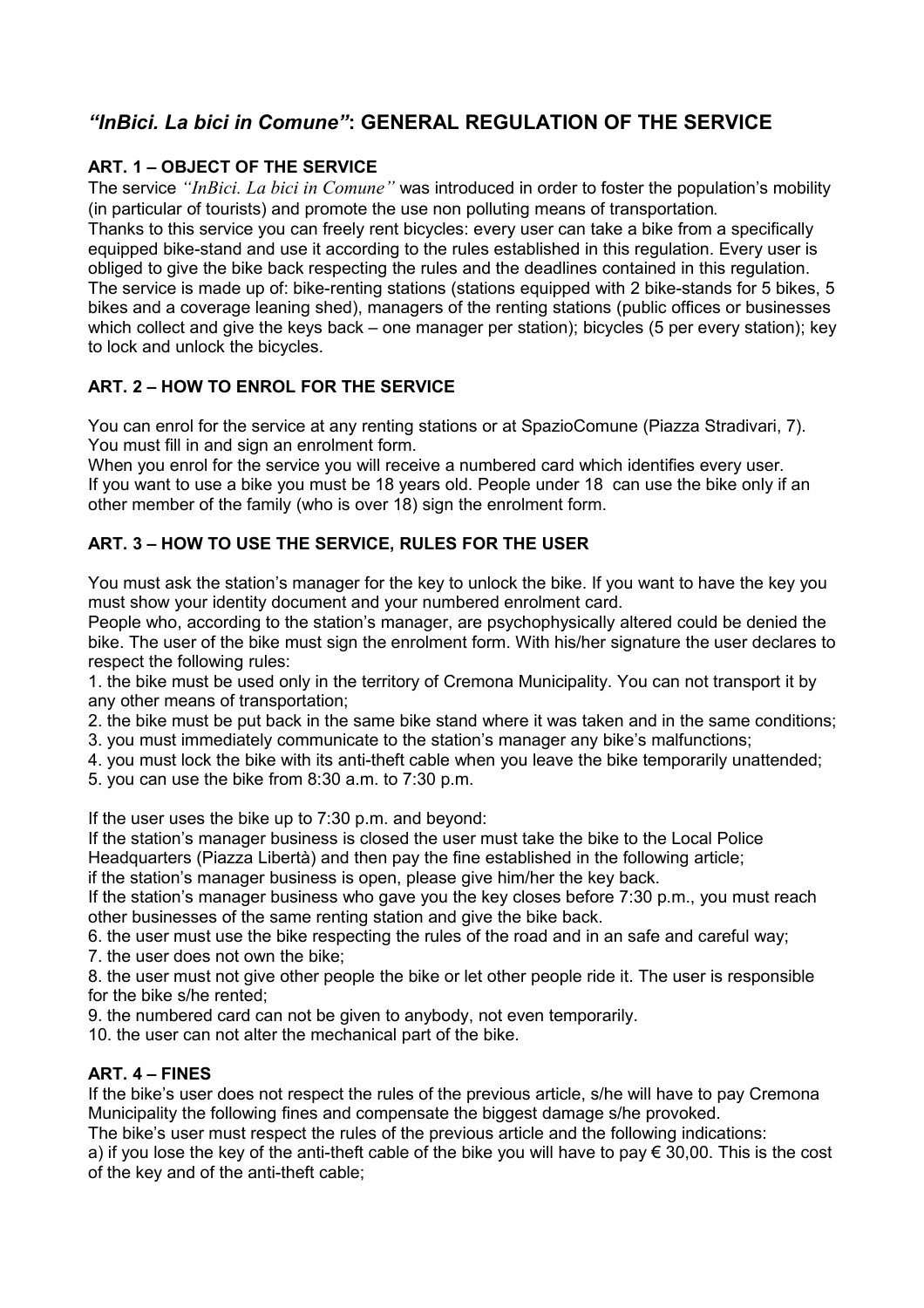# *“InBici. La bici in Comune”*: GENERAL REGULATION OF THE SERVICE

## ART. 1 – OBJECT OF THE SERVICE

The service *“InBici. La bici in Comune”* was introduced in order to foster the population’s mobility (in particular of tourists) and promote the use non polluting means of transportation.
Thanks to this service you can freely rent bicycles: every user can take a bike from a specifically equipped bike-stand and use it according to the rules established in this regulation. Every user is obliged to give the bike back respecting the rules and the deadlines contained in this regulation.
The service is made up of: bike-renting stations (stations equipped with 2 bike-stands for 5 bikes, 5 bikes and a coverage leaning shed), managers of the renting stations (public offices or businesses which collect and give the keys back – one manager per station); bicycles (5 per every station); key to lock and unlock the bicycles.

## ART. 2 – HOW TO ENROL FOR THE SERVICE

You can enrol for the service at any renting stations or at SpazioComune (Piazza Stradivari, 7). You must fill in and sign an enrolment form.
When you enrol for the service you will receive a numbered card which identifies every user.
If you want to use a bike you must be 18 years old. People under 18 can use the bike only if an other member of the family (who is over 18) sign the enrolment form.

## ART. 3 – HOW TO USE THE SERVICE, RULES FOR THE USER

You must ask the station’s manager for the key to unlock the bike. If you want to have the key you must show your identity document and your numbered enrolment card.
People who, according to the station’s manager, are psychophysically altered could be denied the bike. The user of the bike must sign the enrolment form. With his/her signature the user declares to respect the following rules:

1. the bike must be used only in the territory of Cremona Municipality. You can not transport it by any other means of transportation;
2. the bike must be put back in the same bike stand where it was taken and in the same conditions;
3. you must immediately communicate to the station’s manager any bike’s malfunctions;
4. you must lock the bike with its anti-theft cable when you leave the bike temporarily unattended;
5. you can use the bike from 8:30 a.m. to 7:30 p.m.

If the user uses the bike up to 7:30 p.m. and beyond:
If the station’s manager business is closed the user must take the bike to the Local Police Headquarters (Piazza Libertà) and then pay the fine established in the following article;
if the station’s manager business is open, please give him/her the key back.
If the station’s manager business who gave you the key closes before 7:30 p.m., you must reach other businesses of the same renting station and give the bike back.

6. the user must use the bike respecting the rules of the road and in an safe and careful way;
7. the user does not own the bike;
8. the user must not give other people the bike or let other people ride it. The user is responsible for the bike s/he rented;
9. the numbered card can not be given to anybody, not even temporarily.
10. the user can not alter the mechanical part of the bike.

## ART. 4 – FINES

If the bike’s user does not respect the rules of the previous article, s/he will have to pay Cremona Municipality the following fines and compensate the biggest damage s/he provoked.
The bike’s user must respect the rules of the previous article and the following indications:
a) if you lose the key of the anti-theft cable of the bike you will have to pay € 30,00. This is the cost of the key and of the anti-theft cable;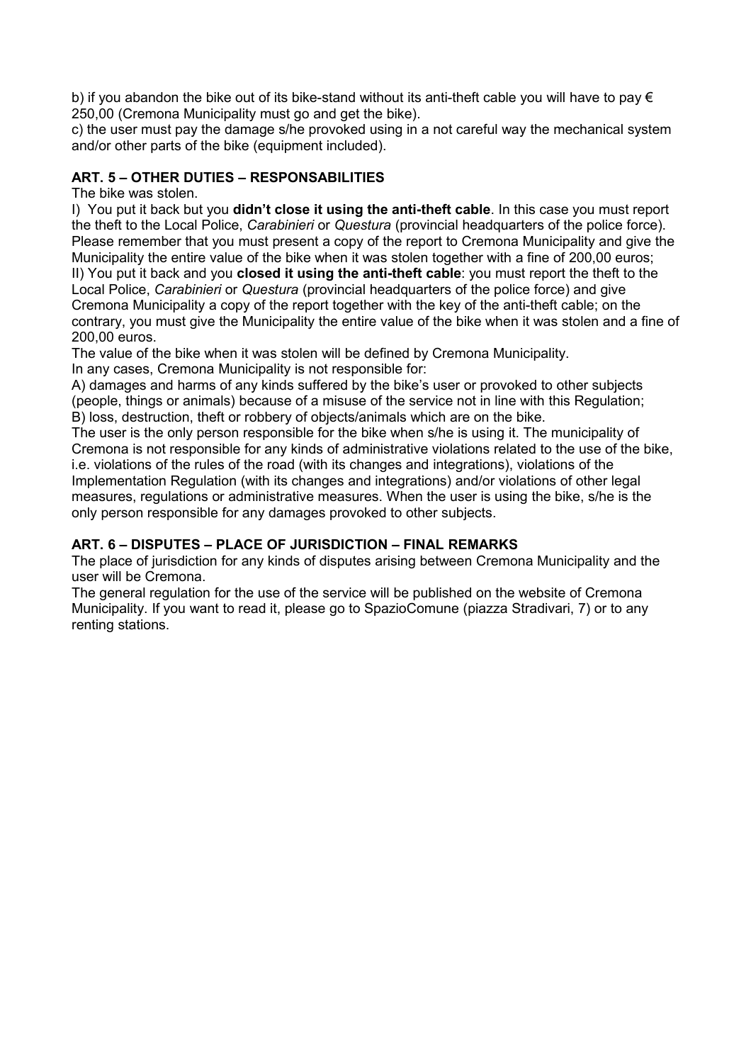b) if you abandon the bike out of its bike-stand without its anti-theft cable you will have to pay € 250,00 (Cremona Municipality must go and get the bike).

c) the user must pay the damage s/he provoked using in a not careful way the mechanical system and/or other parts of the bike (equipment included).

## ART. 5 – OTHER DUTIES – RESPONSABILITIES

The bike was stolen.

I) You put it back but you **didn't close it using the anti-theft cable**. In this case you must report the theft to the Local Police, *Carabinieri* or *Questura* (provincial headquarters of the police force). Please remember that you must present a copy of the report to Cremona Municipality and give the Municipality the entire value of the bike when it was stolen together with a fine of 200,00 euros;

II) You put it back and you **closed it using the anti-theft cable**: you must report the theft to the Local Police, *Carabinieri* or *Questura* (provincial headquarters of the police force) and give Cremona Municipality a copy of the report together with the key of the anti-theft cable; on the contrary, you must give the Municipality the entire value of the bike when it was stolen and a fine of 200,00 euros.

The value of the bike when it was stolen will be defined by Cremona Municipality.

In any cases, Cremona Municipality is not responsible for:

A) damages and harms of any kinds suffered by the bike's user or provoked to other subjects (people, things or animals) because of a misuse of the service not in line with this Regulation;

B) loss, destruction, theft or robbery of objects/animals which are on the bike.

The user is the only person responsible for the bike when s/he is using it. The municipality of Cremona is not responsible for any kinds of administrative violations related to the use of the bike, i.e. violations of the rules of the road (with its changes and integrations), violations of the Implementation Regulation (with its changes and integrations) and/or violations of other legal measures, regulations or administrative measures. When the user is using the bike, s/he is the only person responsible for any damages provoked to other subjects.

## ART. 6 – DISPUTES – PLACE OF JURISDICTION – FINAL REMARKS

The place of jurisdiction for any kinds of disputes arising between Cremona Municipality and the user will be Cremona.

The general regulation for the use of the service will be published on the website of Cremona Municipality. If you want to read it, please go to SpazioComune (piazza Stradivari, 7) or to any renting stations.